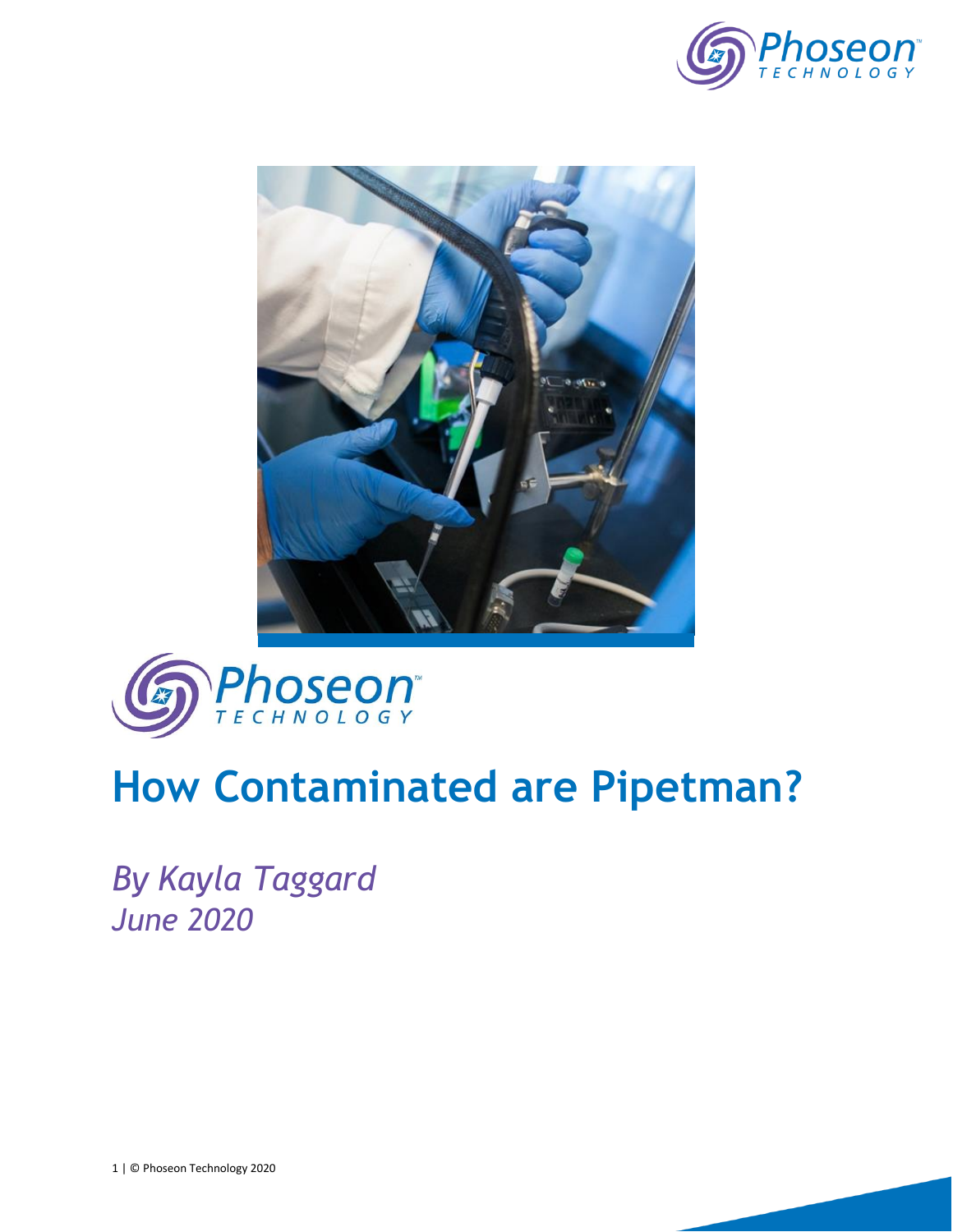# How Contaminated are Pipetman?

*By Kayla Taggard*
*June 2020*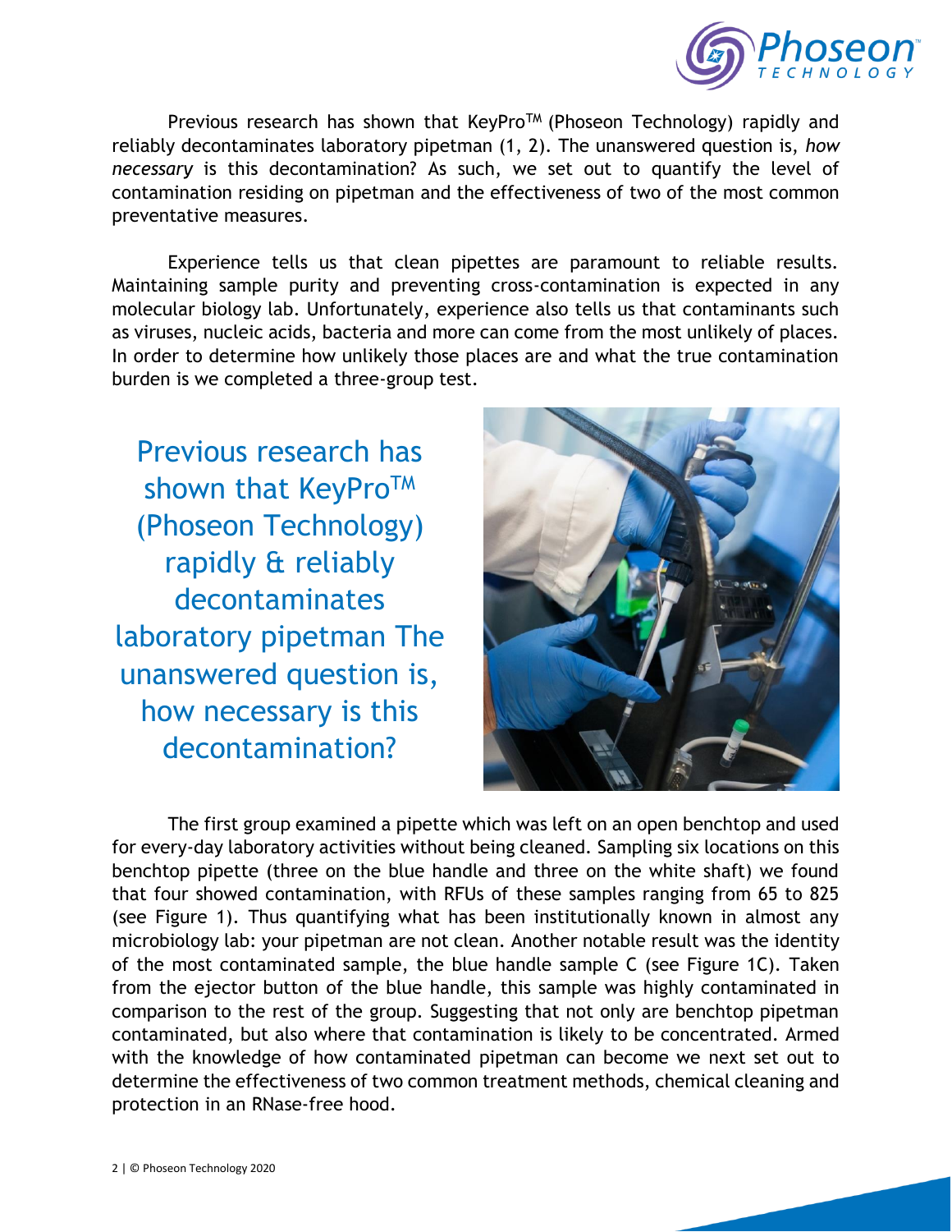Previous research has shown that KeyPro™ (Phoseon Technology) rapidly and reliably decontaminates laboratory pipetman (1, 2). The unanswered question is, *how necessary* is this decontamination? As such, we set out to quantify the level of contamination residing on pipetman and the effectiveness of two of the most common preventative measures.

Experience tells us that clean pipettes are paramount to reliable results. Maintaining sample purity and preventing cross-contamination is expected in any molecular biology lab. Unfortunately, experience also tells us that contaminants such as viruses, nucleic acids, bacteria and more can come from the most unlikely of places. In order to determine how unlikely those places are and what the true contamination burden is we completed a three-group test.

Previous research has shown that KeyPro™ (Phoseon Technology) rapidly & reliably decontaminates laboratory pipetman The unanswered question is, how necessary is this decontamination?

The first group examined a pipette which was left on an open benchtop and used for every-day laboratory activities without being cleaned. Sampling six locations on this benchtop pipette (three on the blue handle and three on the white shaft) we found that four showed contamination, with RFUs of these samples ranging from 65 to 825 (see Figure 1). Thus quantifying what has been institutionally known in almost any microbiology lab: your pipetman are not clean. Another notable result was the identity of the most contaminated sample, the blue handle sample C (see Figure 1C). Taken from the ejector button of the blue handle, this sample was highly contaminated in comparison to the rest of the group. Suggesting that not only are benchtop pipetman contaminated, but also where that contamination is likely to be concentrated. Armed with the knowledge of how contaminated pipetman can become we next set out to determine the effectiveness of two common treatment methods, chemical cleaning and protection in an RNase-free hood.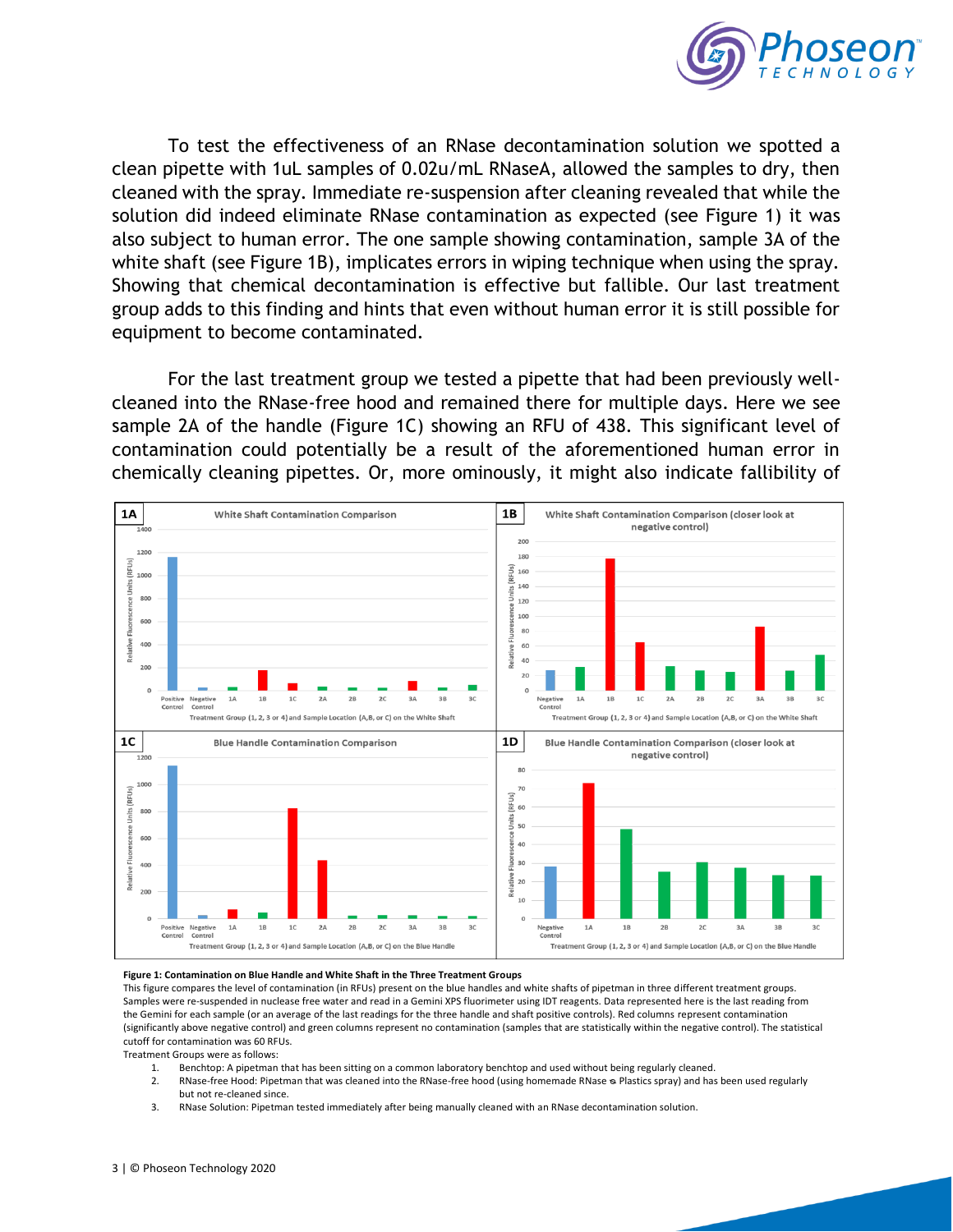To test the effectiveness of an RNase decontamination solution we spotted a clean pipette with 1uL samples of 0.02u/mL RNaseA, allowed the samples to dry, then cleaned with the spray. Immediate re-suspension after cleaning revealed that while the solution did indeed eliminate RNase contamination as expected (see Figure 1) it was also subject to human error. The one sample showing contamination, sample 3A of the white shaft (see Figure 1B), implicates errors in wiping technique when using the spray. Showing that chemical decontamination is effective but fallible. Our last treatment group adds to this finding and hints that even without human error it is still possible for equipment to become contaminated.

For the last treatment group we tested a pipette that had been previously well-cleaned into the RNase-free hood and remained there for multiple days. Here we see sample 2A of the handle (Figure 1C) showing an RFU of 438. This significant level of contamination could potentially be a result of the aforementioned human error in chemically cleaning pipettes. Or, more ominously, it might also indicate fallibility of

**Figure 1: Contamination on Blue Handle and White Shaft in the Three Treatment Groups**

This figure compares the level of contamination (in RFUs) present on the blue handles and white shafts of pipetman in three different treatment groups. Samples were re-suspended in nuclease free water and read in a Gemini XPS fluorimeter using IDT reagents. Data represented here is the last reading from the Gemini for each sample (or an average of the last readings for the three handle and shaft positive controls). Red columns represent contamination (significantly above negative control) and green columns represent no contamination (samples that are statistically within the negative control). The statistical cutoff for contamination was 60 RFUs.

Treatment Groups were as follows:

1. Benchtop: A pipetman that has been sitting on a common laboratory benchtop and used without being regularly cleaned.
2. RNase-free Hood: Pipetman that was cleaned into the RNase-free hood (using homemade RNase ⦸ Plastics spray) and has been used regularly but not re-cleaned since.
3. RNase Solution: Pipetman tested immediately after being manually cleaned with an RNase decontamination solution.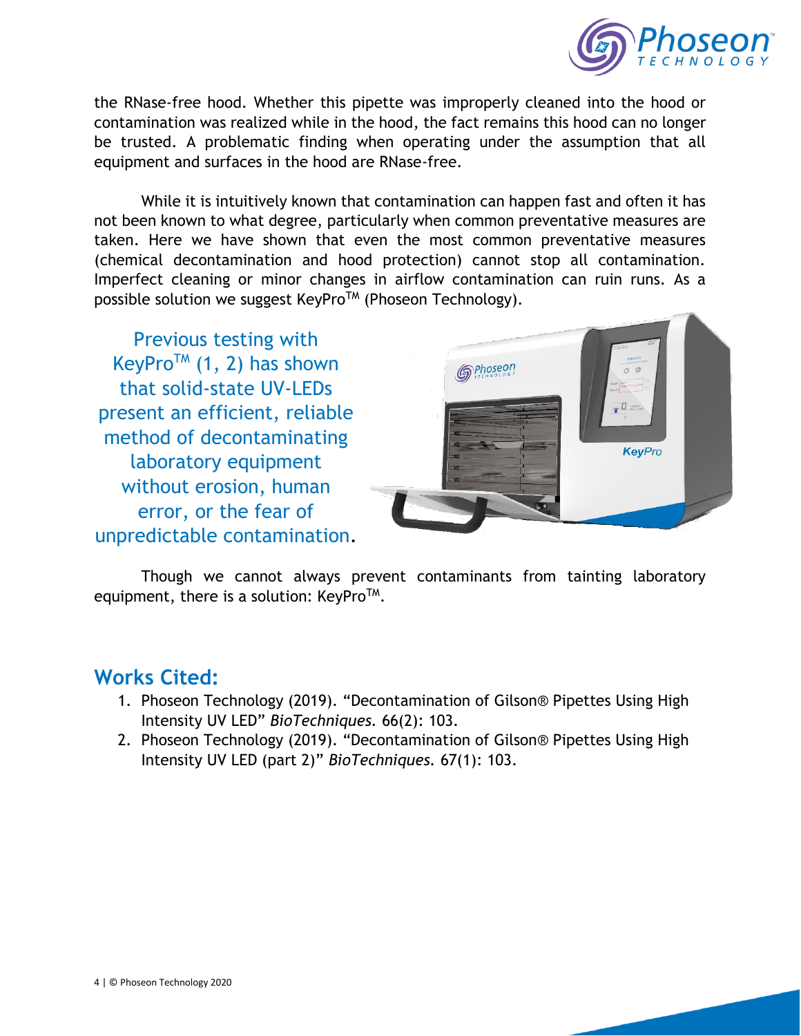the RNase-free hood. Whether this pipette was improperly cleaned into the hood or contamination was realized while in the hood, the fact remains this hood can no longer be trusted. A problematic finding when operating under the assumption that all equipment and surfaces in the hood are RNase-free.

While it is intuitively known that contamination can happen fast and often it has not been known to what degree, particularly when common preventative measures are taken. Here we have shown that even the most common preventative measures (chemical decontamination and hood protection) cannot stop all contamination. Imperfect cleaning or minor changes in airflow contamination can ruin runs. As a possible solution we suggest KeyPro™ (Phoseon Technology).

Previous testing with KeyPro™ (1, 2) has shown that solid-state UV-LEDs present an efficient, reliable method of decontaminating laboratory equipment without erosion, human error, or the fear of unpredictable contamination.

Though we cannot always prevent contaminants from tainting laboratory equipment, there is a solution: KeyPro™.

## Works Cited:

1. Phoseon Technology (2019). "Decontamination of Gilson® Pipettes Using High Intensity UV LED" *BioTechniques*. 66(2): 103.
2. Phoseon Technology (2019). "Decontamination of Gilson® Pipettes Using High Intensity UV LED (part 2)" *BioTechniques*. 67(1): 103.